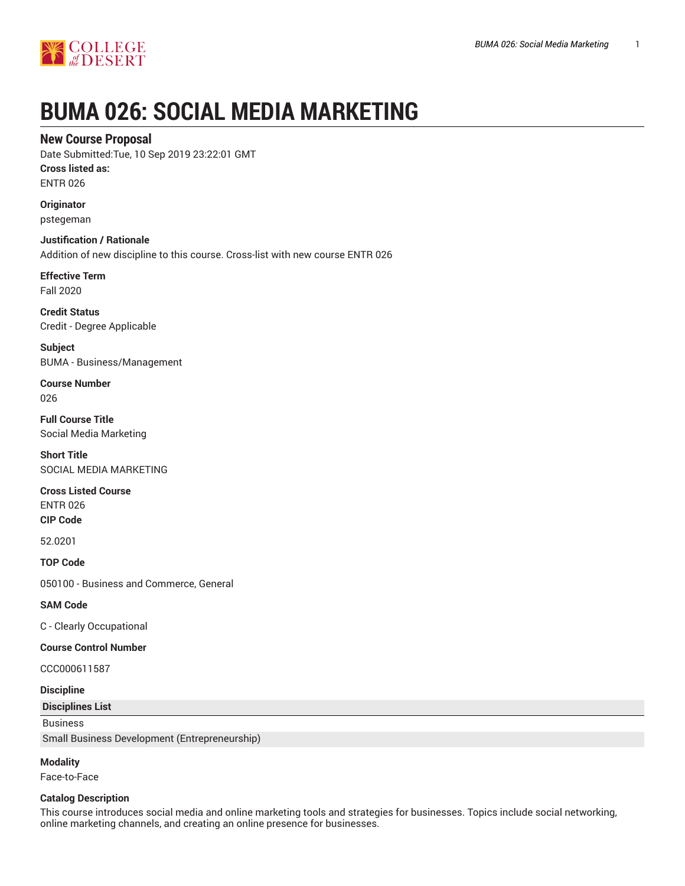# BUMA 026: SOCIAL MEDIA MARKETING

## New Course Proposal

Date Submitted:Tue, 10 Sep 2019 23:22:01 GMT

**Cross listed as:**

ENTR 026

**Originator**

pstegeman

**Justification / Rationale**

Addition of new discipline to this course. Cross-list with new course ENTR 026

**Effective Term**

Fall 2020

**Credit Status**

Credit - Degree Applicable

**Subject**

BUMA - Business/Management

**Course Number**

026

**Full Course Title**

Social Media Marketing

**Short Title**

SOCIAL MEDIA MARKETING

**Cross Listed Course**

ENTR 026

**CIP Code**

52.0201

**TOP Code**

050100 - Business and Commerce, General

**SAM Code**

C - Clearly Occupational

**Course Control Number**

CCC000611587

**Discipline**

| Disciplines List |
|---|
| Business |
| Small Business Development (Entrepreneurship) |

**Modality**

Face-to-Face

**Catalog Description**

This course introduces social media and online marketing tools and strategies for businesses. Topics include social networking, online marketing channels, and creating an online presence for businesses.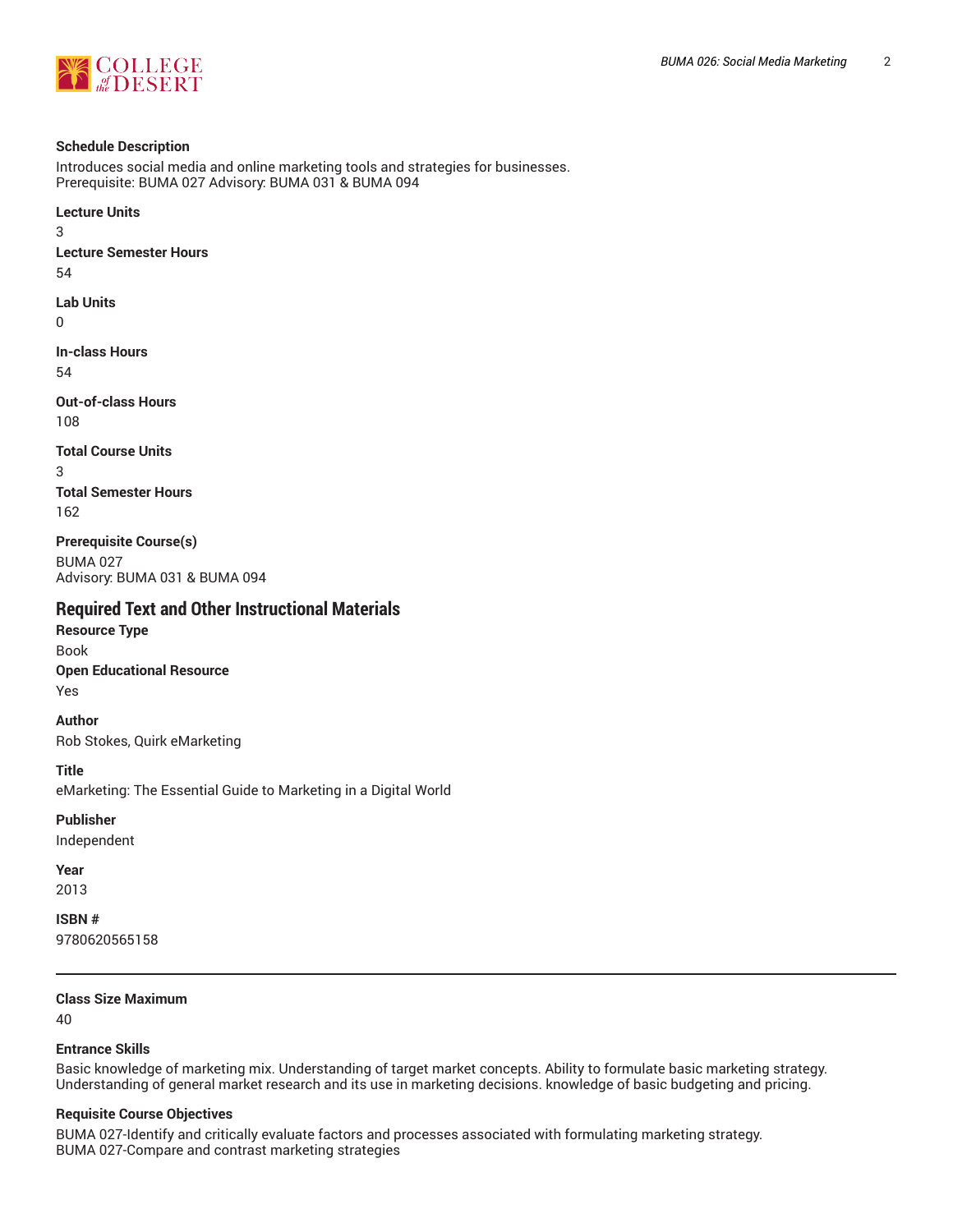**Schedule Description**

Introduces social media and online marketing tools and strategies for businesses.
Prerequisite: BUMA 027 Advisory: BUMA 031 & BUMA 094

**Lecture Units**

3

**Lecture Semester Hours**

54

**Lab Units**

0

**In-class Hours**

54

**Out-of-class Hours**

108

**Total Course Units**

3

**Total Semester Hours**

162

**Prerequisite Course(s)**

BUMA 027
Advisory: BUMA 031 & BUMA 094

## Required Text and Other Instructional Materials

**Resource Type**

Book

**Open Educational Resource**

Yes

**Author**

Rob Stokes, Quirk eMarketing

**Title**

eMarketing: The Essential Guide to Marketing in a Digital World

**Publisher**

Independent

**Year**

2013

**ISBN #**

9780620565158

---

**Class Size Maximum**

40

**Entrance Skills**

Basic knowledge of marketing mix. Understanding of target market concepts. Ability to formulate basic marketing strategy. Understanding of general market research and its use in marketing decisions. knowledge of basic budgeting and pricing.

**Requisite Course Objectives**

BUMA 027-Identify and critically evaluate factors and processes associated with formulating marketing strategy.
BUMA 027-Compare and contrast marketing strategies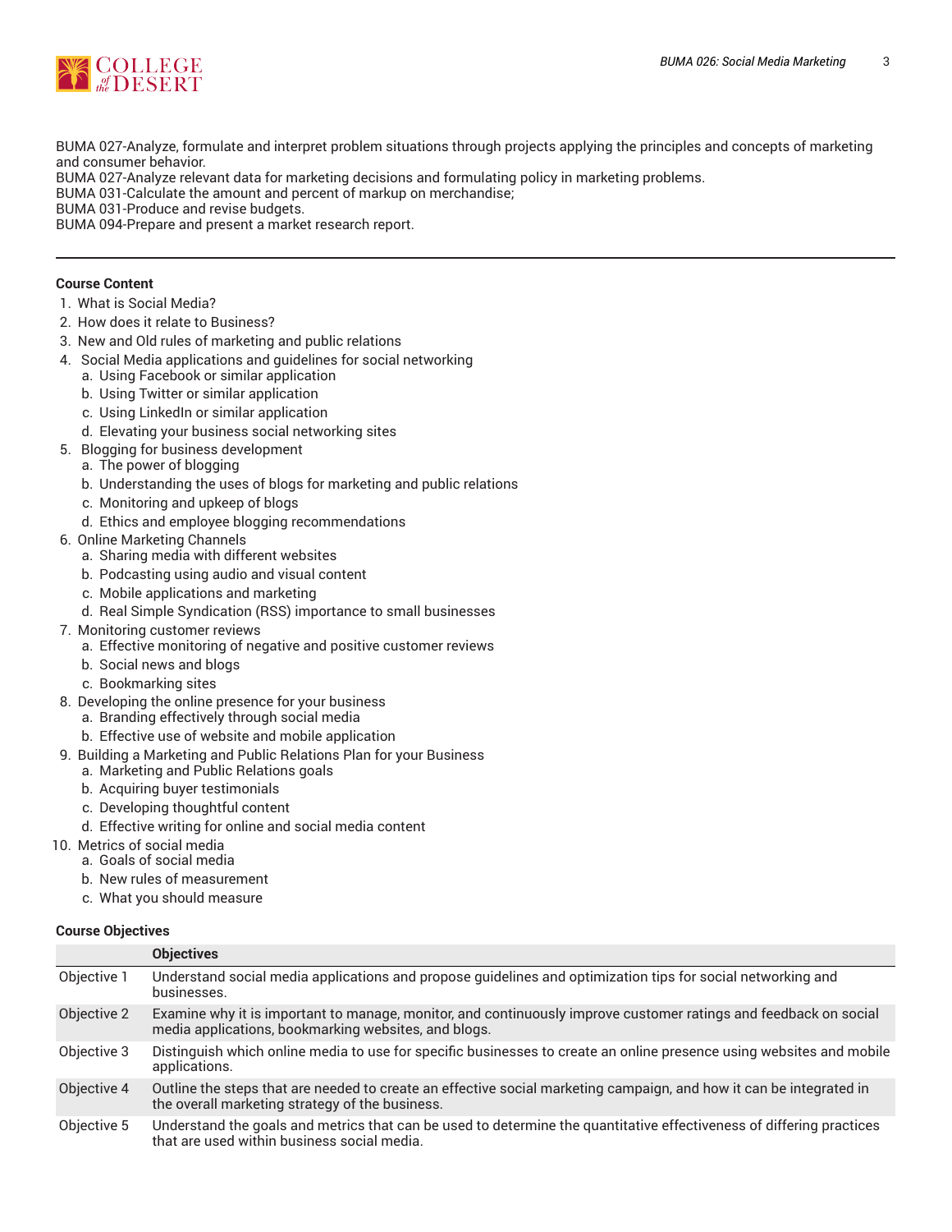BUMA 027-Analyze, formulate and interpret problem situations through projects applying the principles and concepts of marketing and consumer behavior.
BUMA 027-Analyze relevant data for marketing decisions and formulating policy in marketing problems.
BUMA 031-Calculate the amount and percent of markup on merchandise;
BUMA 031-Produce and revise budgets.
BUMA 094-Prepare and present a market research report.

---

**Course Content**

1. What is Social Media?
2. How does it relate to Business?
3. New and Old rules of marketing and public relations
4. Social Media applications and guidelines for social networking
    a. Using Facebook or similar application
    b. Using Twitter or similar application
    c. Using LinkedIn or similar application
    d. Elevating your business social networking sites
5. Blogging for business development
    a. The power of blogging
    b. Understanding the uses of blogs for marketing and public relations
    c. Monitoring and upkeep of blogs
    d. Ethics and employee blogging recommendations
6. Online Marketing Channels
    a. Sharing media with different websites
    b. Podcasting using audio and visual content
    c. Mobile applications and marketing
    d. Real Simple Syndication (RSS) importance to small businesses
7. Monitoring customer reviews
    a. Effective monitoring of negative and positive customer reviews
    b. Social news and blogs
    c. Bookmarking sites
8. Developing the online presence for your business
    a. Branding effectively through social media
    b. Effective use of website and mobile application
9. Building a Marketing and Public Relations Plan for your Business
    a. Marketing and Public Relations goals
    b. Acquiring buyer testimonials
    c. Developing thoughtful content
    d. Effective writing for online and social media content
10. Metrics of social media
    a. Goals of social media
    b. New rules of measurement
    c. What you should measure

**Course Objectives**

| | Objectives |
|---|---|
| Objective 1 | Understand social media applications and propose guidelines and optimization tips for social networking and businesses. |
| Objective 2 | Examine why it is important to manage, monitor, and continuously improve customer ratings and feedback on social media applications, bookmarking websites, and blogs. |
| Objective 3 | Distinguish which online media to use for specific businesses to create an online presence using websites and mobile applications. |
| Objective 4 | Outline the steps that are needed to create an effective social marketing campaign, and how it can be integrated in the overall marketing strategy of the business. |
| Objective 5 | Understand the goals and metrics that can be used to determine the quantitative effectiveness of differing practices that are used within business social media. |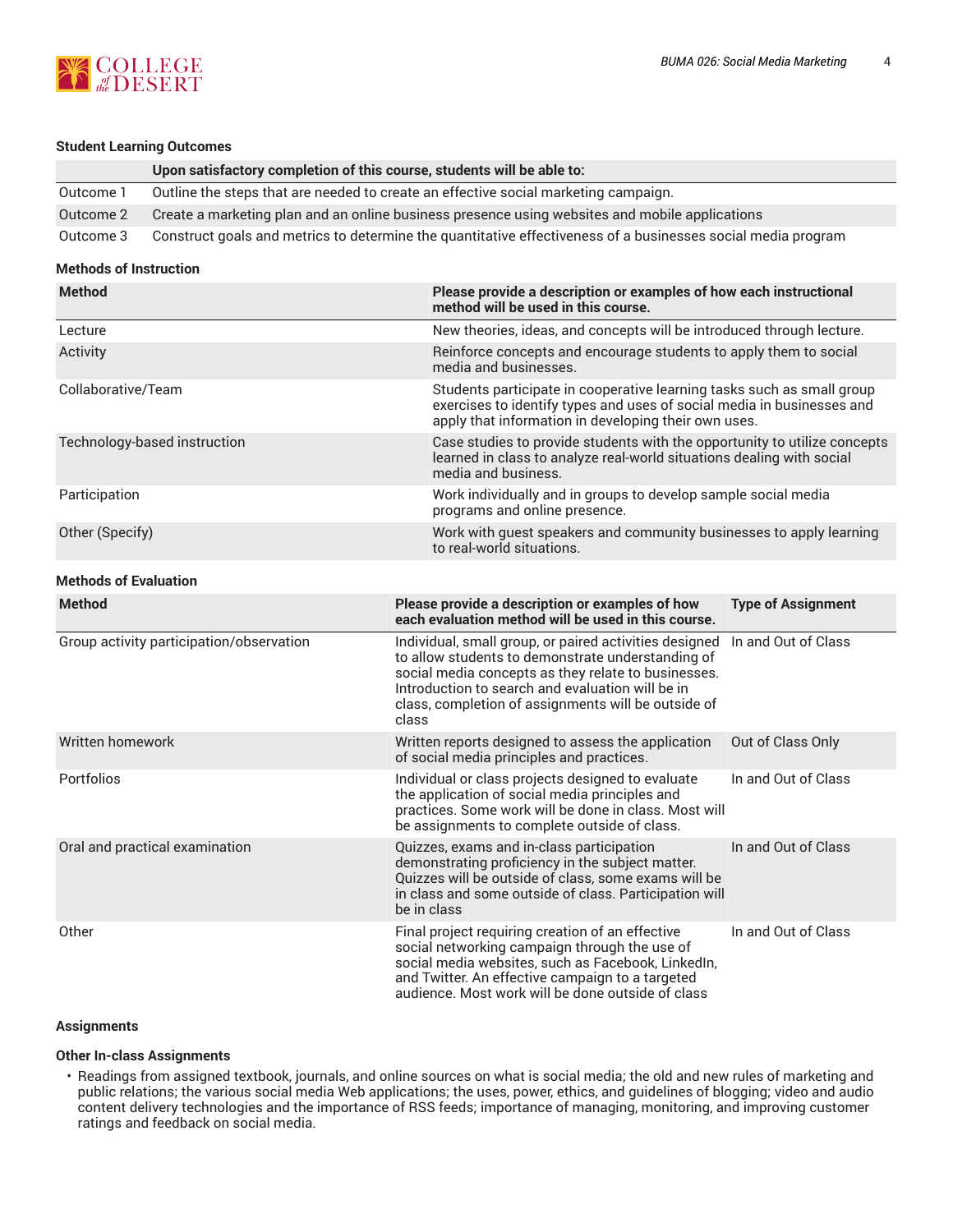#### Student Learning Outcomes

| | Upon satisfactory completion of this course, students will be able to: |
|---|---|
| Outcome 1 | Outline the steps that are needed to create an effective social marketing campaign. |
| Outcome 2 | Create a marketing plan and an online business presence using websites and mobile applications |
| Outcome 3 | Construct goals and metrics to determine the quantitative effectiveness of a businesses social media program |

#### Methods of Instruction

| Method | Please provide a description or examples of how each instructional method will be used in this course. |
|---|---|
| Lecture | New theories, ideas, and concepts will be introduced through lecture. |
| Activity | Reinforce concepts and encourage students to apply them to social media and businesses. |
| Collaborative/Team | Students participate in cooperative learning tasks such as small group exercises to identify types and uses of social media in businesses and apply that information in developing their own uses. |
| Technology-based instruction | Case studies to provide students with the opportunity to utilize concepts learned in class to analyze real-world situations dealing with social media and business. |
| Participation | Work individually and in groups to develop sample social media programs and online presence. |
| Other (Specify) | Work with guest speakers and community businesses to apply learning to real-world situations. |

#### Methods of Evaluation

| Method | Please provide a description or examples of how each evaluation method will be used in this course. | Type of Assignment |
|---|---|---|
| Group activity participation/observation | Individual, small group, or paired activities designed to allow students to demonstrate understanding of social media concepts as they relate to businesses. Introduction to search and evaluation will be in class, completion of assignments will be outside of class | In and Out of Class |
| Written homework | Written reports designed to assess the application of social media principles and practices. | Out of Class Only |
| Portfolios | Individual or class projects designed to evaluate the application of social media principles and practices. Some work will be done in class. Most will be assignments to complete outside of class. | In and Out of Class |
| Oral and practical examination | Quizzes, exams and in-class participation demonstrating proficiency in the subject matter. Quizzes will be outside of class, some exams will be in class and some outside of class. Participation will be in class | In and Out of Class |
| Other | Final project requiring creation of an effective social networking campaign through the use of social media websites, such as Facebook, LinkedIn, and Twitter. An effective campaign to a targeted audience. Most work will be done outside of class | In and Out of Class |

#### Assignments

#### Other In-class Assignments

- Readings from assigned textbook, journals, and online sources on what is social media; the old and new rules of marketing and public relations; the various social media Web applications; the uses, power, ethics, and guidelines of blogging; video and audio content delivery technologies and the importance of RSS feeds; importance of managing, monitoring, and improving customer ratings and feedback on social media.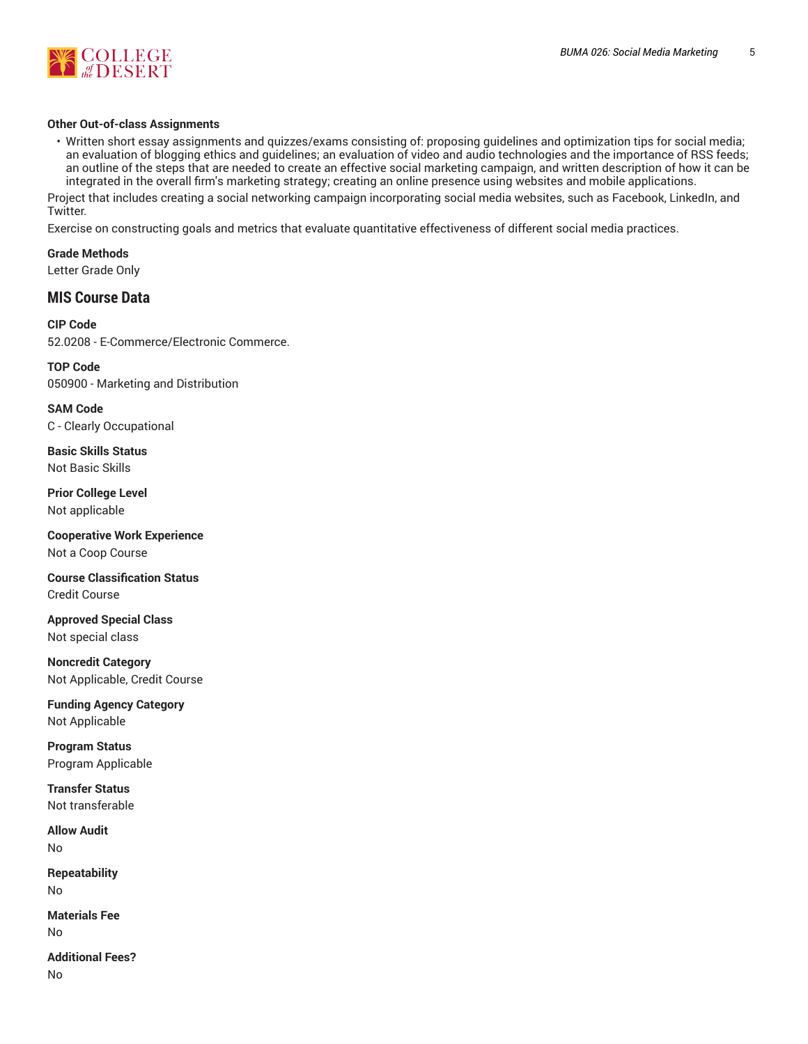**Other Out-of-class Assignments**

- Written short essay assignments and quizzes/exams consisting of: proposing guidelines and optimization tips for social media; an evaluation of blogging ethics and guidelines; an evaluation of video and audio technologies and the importance of RSS feeds; an outline of the steps that are needed to create an effective social marketing campaign, and written description of how it can be integrated in the overall firm's marketing strategy; creating an online presence using websites and mobile applications.

Project that includes creating a social networking campaign incorporating social media websites, such as Facebook, LinkedIn, and Twitter.

Exercise on constructing goals and metrics that evaluate quantitative effectiveness of different social media practices.

**Grade Methods**

Letter Grade Only

## MIS Course Data

**CIP Code**

52.0208 - E-Commerce/Electronic Commerce.

**TOP Code**

050900 - Marketing and Distribution

**SAM Code**

C - Clearly Occupational

**Basic Skills Status**

Not Basic Skills

**Prior College Level**

Not applicable

**Cooperative Work Experience**

Not a Coop Course

**Course Classification Status**

Credit Course

**Approved Special Class**

Not special class

**Noncredit Category**

Not Applicable, Credit Course

**Funding Agency Category**

Not Applicable

**Program Status**

Program Applicable

**Transfer Status**

Not transferable

**Allow Audit**

No

**Repeatability**

No

**Materials Fee**

No

**Additional Fees?**

No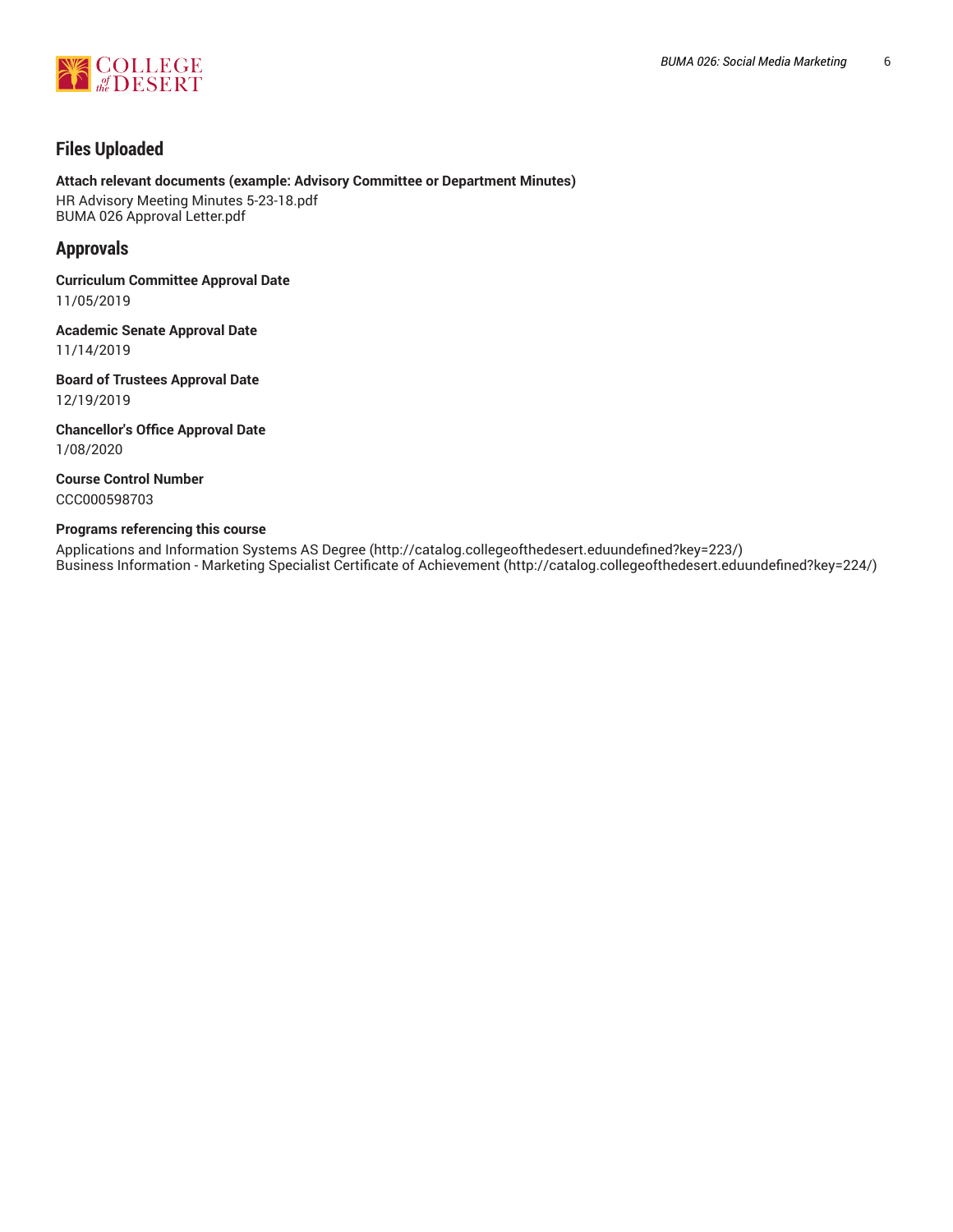## Files Uploaded

**Attach relevant documents (example: Advisory Committee or Department Minutes)**

HR Advisory Meeting Minutes 5-23-18.pdf
BUMA 026 Approval Letter.pdf

## Approvals

**Curriculum Committee Approval Date**

11/05/2019

**Academic Senate Approval Date**

11/14/2019

**Board of Trustees Approval Date**

12/19/2019

**Chancellor's Office Approval Date**

1/08/2020

**Course Control Number**

CCC000598703

**Programs referencing this course**

Applications and Information Systems AS Degree (http://catalog.collegeofthedesert.eduundefined?key=223/)
Business Information - Marketing Specialist Certificate of Achievement (http://catalog.collegeofthedesert.eduundefined?key=224/)